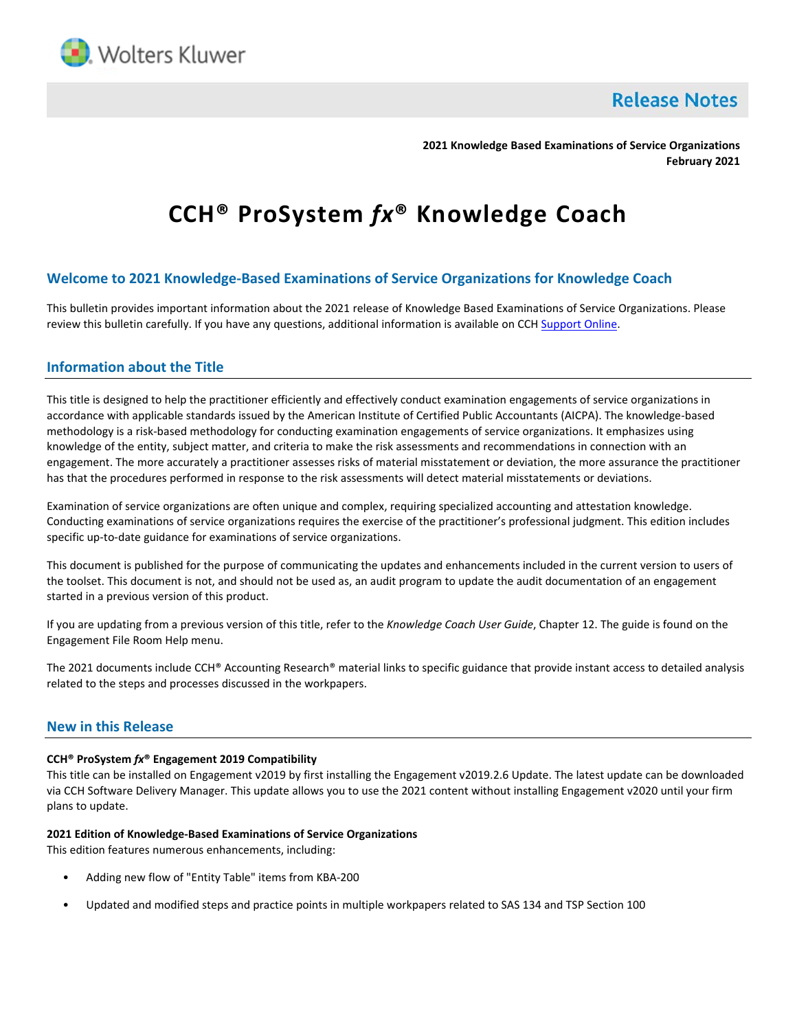# Release Notes

**2021 Knowledge Based Examinations of Service Organizations**
**February 2021**

# CCH® ProSystem *fx*® Knowledge Coach

## Welcome to 2021 Knowledge-Based Examinations of Service Organizations for Knowledge Coach

This bulletin provides important information about the 2021 release of Knowledge Based Examinations of Service Organizations. Please review this bulletin carefully. If you have any questions, additional information is available on CCH Support Online.

## Information about the Title

This title is designed to help the practitioner efficiently and effectively conduct examination engagements of service organizations in accordance with applicable standards issued by the American Institute of Certified Public Accountants (AICPA). The knowledge-based methodology is a risk-based methodology for conducting examination engagements of service organizations. It emphasizes using knowledge of the entity, subject matter, and criteria to make the risk assessments and recommendations in connection with an engagement. The more accurately a practitioner assesses risks of material misstatement or deviation, the more assurance the practitioner has that the procedures performed in response to the risk assessments will detect material misstatements or deviations.

Examination of service organizations are often unique and complex, requiring specialized accounting and attestation knowledge. Conducting examinations of service organizations requires the exercise of the practitioner's professional judgment. This edition includes specific up-to-date guidance for examinations of service organizations.

This document is published for the purpose of communicating the updates and enhancements included in the current version to users of the toolset. This document is not, and should not be used as, an audit program to update the audit documentation of an engagement started in a previous version of this product.

If you are updating from a previous version of this title, refer to the *Knowledge Coach User Guide*, Chapter 12. The guide is found on the Engagement File Room Help menu.

The 2021 documents include CCH® Accounting Research® material links to specific guidance that provide instant access to detailed analysis related to the steps and processes discussed in the workpapers.

## New in this Release

**CCH® ProSystem *fx*® Engagement 2019 Compatibility**

This title can be installed on Engagement v2019 by first installing the Engagement v2019.2.6 Update. The latest update can be downloaded via CCH Software Delivery Manager. This update allows you to use the 2021 content without installing Engagement v2020 until your firm plans to update.

**2021 Edition of Knowledge-Based Examinations of Service Organizations**

This edition features numerous enhancements, including:

- Adding new flow of "Entity Table" items from KBA-200
- Updated and modified steps and practice points in multiple workpapers related to SAS 134 and TSP Section 100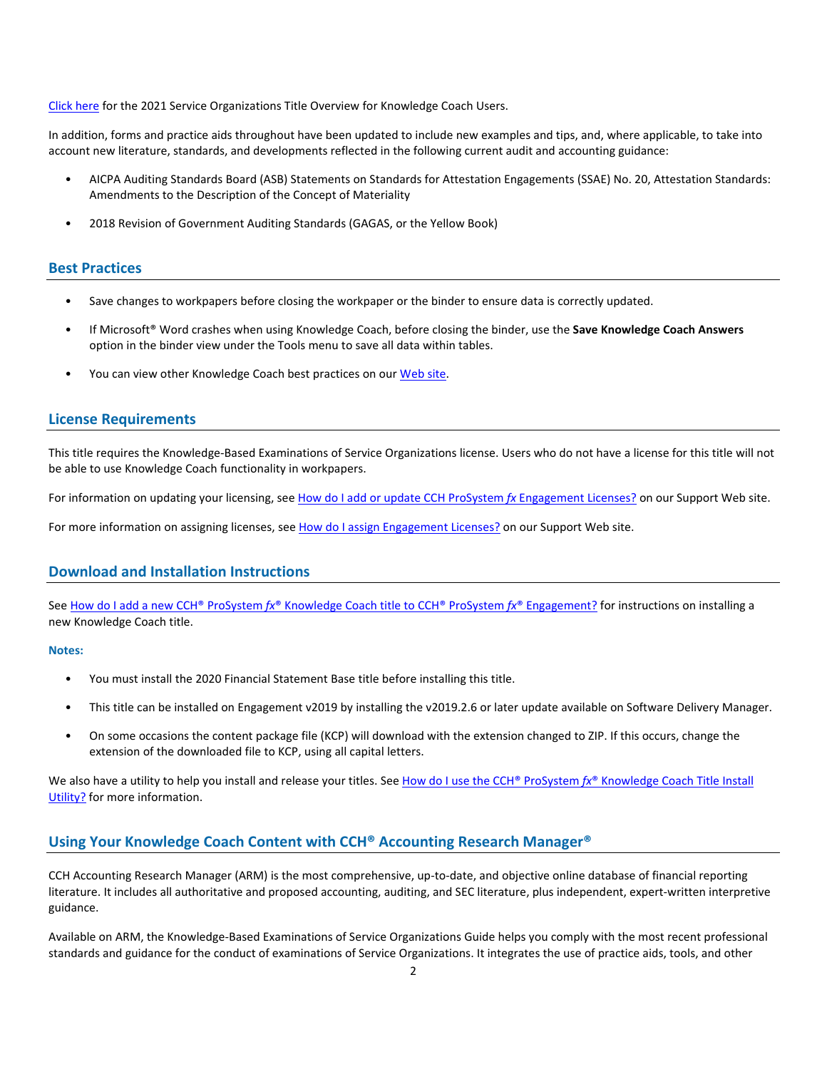[Click here](#) for the 2021 Service Organizations Title Overview for Knowledge Coach Users.

In addition, forms and practice aids throughout have been updated to include new examples and tips, and, where applicable, to take into account new literature, standards, and developments reflected in the following current audit and accounting guidance:

- AICPA Auditing Standards Board (ASB) Statements on Standards for Attestation Engagements (SSAE) No. 20, Attestation Standards: Amendments to the Description of the Concept of Materiality
- 2018 Revision of Government Auditing Standards (GAGAS, or the Yellow Book)

## Best Practices

- Save changes to workpapers before closing the workpaper or the binder to ensure data is correctly updated.
- If Microsoft® Word crashes when using Knowledge Coach, before closing the binder, use the **Save Knowledge Coach Answers** option in the binder view under the Tools menu to save all data within tables.
- You can view other Knowledge Coach best practices on our [Web site](#).

## License Requirements

This title requires the Knowledge-Based Examinations of Service Organizations license. Users who do not have a license for this title will not be able to use Knowledge Coach functionality in workpapers.

For information on updating your licensing, see [How do I add or update CCH ProSystem *fx* Engagement Licenses?](#) on our Support Web site.

For more information on assigning licenses, see [How do I assign Engagement Licenses?](#) on our Support Web site.

## Download and Installation Instructions

See [How do I add a new CCH® ProSystem *fx*® Knowledge Coach title to CCH® ProSystem *fx*® Engagement?](#) for instructions on installing a new Knowledge Coach title.

**Notes:**

- You must install the 2020 Financial Statement Base title before installing this title.
- This title can be installed on Engagement v2019 by installing the v2019.2.6 or later update available on Software Delivery Manager.
- On some occasions the content package file (KCP) will download with the extension changed to ZIP. If this occurs, change the extension of the downloaded file to KCP, using all capital letters.

We also have a utility to help you install and release your titles. See [How do I use the CCH® ProSystem *fx*® Knowledge Coach Title Install Utility?](#) for more information.

## Using Your Knowledge Coach Content with CCH® Accounting Research Manager®

CCH Accounting Research Manager (ARM) is the most comprehensive, up-to-date, and objective online database of financial reporting literature. It includes all authoritative and proposed accounting, auditing, and SEC literature, plus independent, expert-written interpretive guidance.

Available on ARM, the Knowledge-Based Examinations of Service Organizations Guide helps you comply with the most recent professional standards and guidance for the conduct of examinations of Service Organizations. It integrates the use of practice aids, tools, and other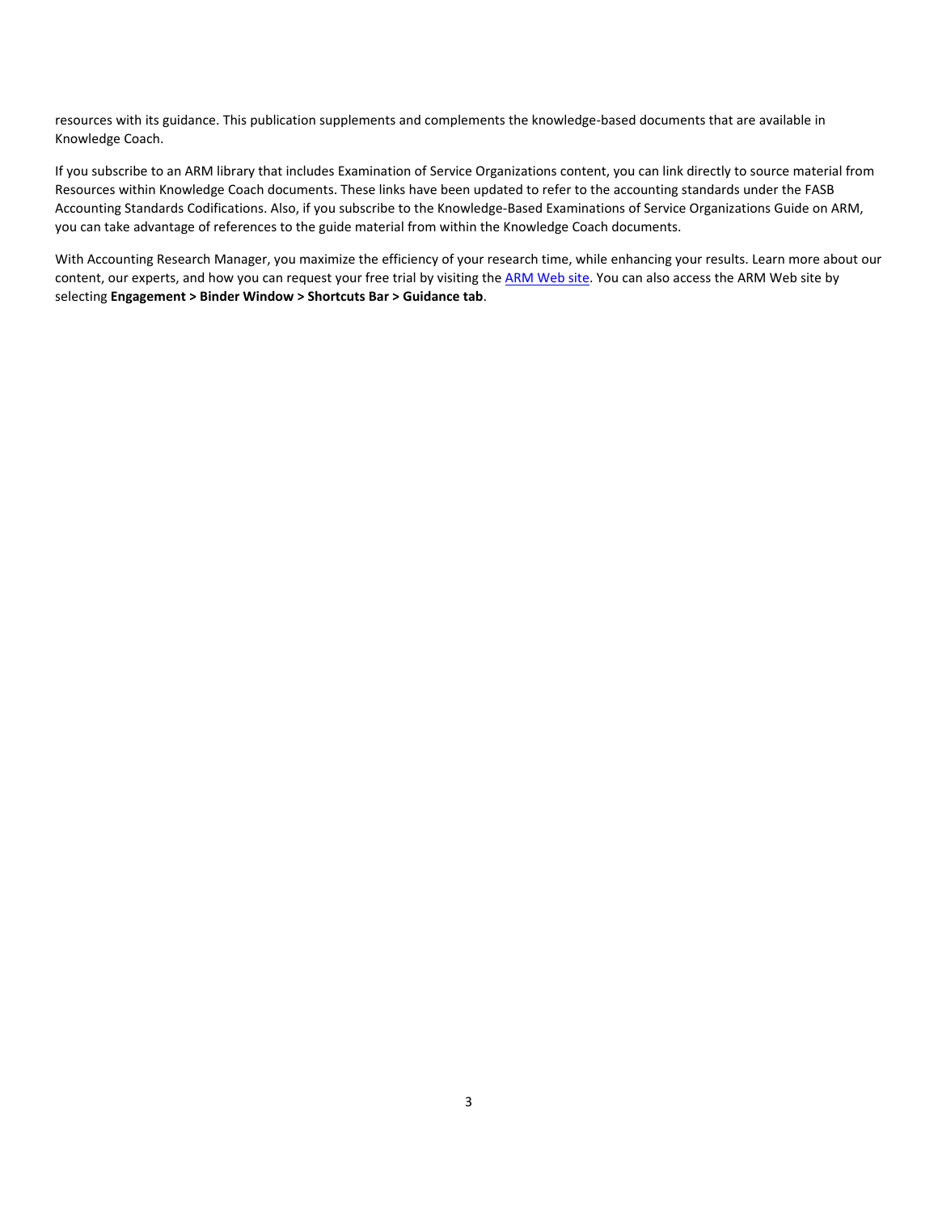resources with its guidance. This publication supplements and complements the knowledge-based documents that are available in Knowledge Coach.

If you subscribe to an ARM library that includes Examination of Service Organizations content, you can link directly to source material from Resources within Knowledge Coach documents. These links have been updated to refer to the accounting standards under the FASB Accounting Standards Codifications. Also, if you subscribe to the Knowledge-Based Examinations of Service Organizations Guide on ARM, you can take advantage of references to the guide material from within the Knowledge Coach documents.

With Accounting Research Manager, you maximize the efficiency of your research time, while enhancing your results. Learn more about our content, our experts, and how you can request your free trial by visiting the ARM Web site. You can also access the ARM Web site by selecting **Engagement > Binder Window > Shortcuts Bar > Guidance tab**.